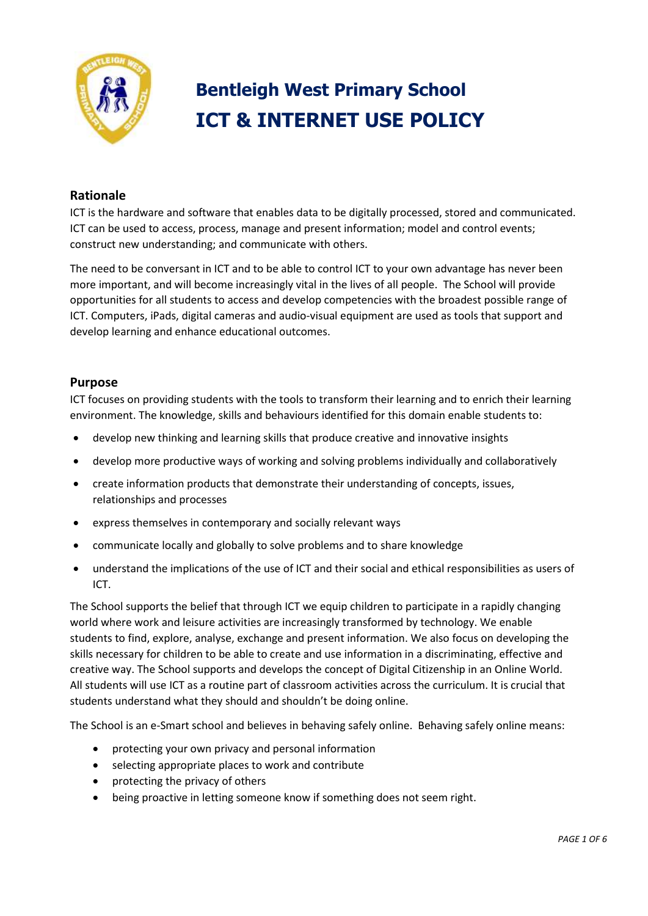# Bentleigh West Primary School
# ICT & INTERNET USE POLICY

## Rationale

ICT is the hardware and software that enables data to be digitally processed, stored and communicated. ICT can be used to access, process, manage and present information; model and control events; construct new understanding; and communicate with others.

The need to be conversant in ICT and to be able to control ICT to your own advantage has never been more important, and will become increasingly vital in the lives of all people. The School will provide opportunities for all students to access and develop competencies with the broadest possible range of ICT. Computers, iPads, digital cameras and audio-visual equipment are used as tools that support and develop learning and enhance educational outcomes.

## Purpose

ICT focuses on providing students with the tools to transform their learning and to enrich their learning environment. The knowledge, skills and behaviours identified for this domain enable students to:

- develop new thinking and learning skills that produce creative and innovative insights
- develop more productive ways of working and solving problems individually and collaboratively
- create information products that demonstrate their understanding of concepts, issues, relationships and processes
- express themselves in contemporary and socially relevant ways
- communicate locally and globally to solve problems and to share knowledge
- understand the implications of the use of ICT and their social and ethical responsibilities as users of ICT.

The School supports the belief that through ICT we equip children to participate in a rapidly changing world where work and leisure activities are increasingly transformed by technology. We enable students to find, explore, analyse, exchange and present information. We also focus on developing the skills necessary for children to be able to create and use information in a discriminating, effective and creative way. The School supports and develops the concept of Digital Citizenship in an Online World. All students will use ICT as a routine part of classroom activities across the curriculum. It is crucial that students understand what they should and shouldn't be doing online.

The School is an e-Smart school and believes in behaving safely online. Behaving safely online means:

- protecting your own privacy and personal information
- selecting appropriate places to work and contribute
- protecting the privacy of others
- being proactive in letting someone know if something does not seem right.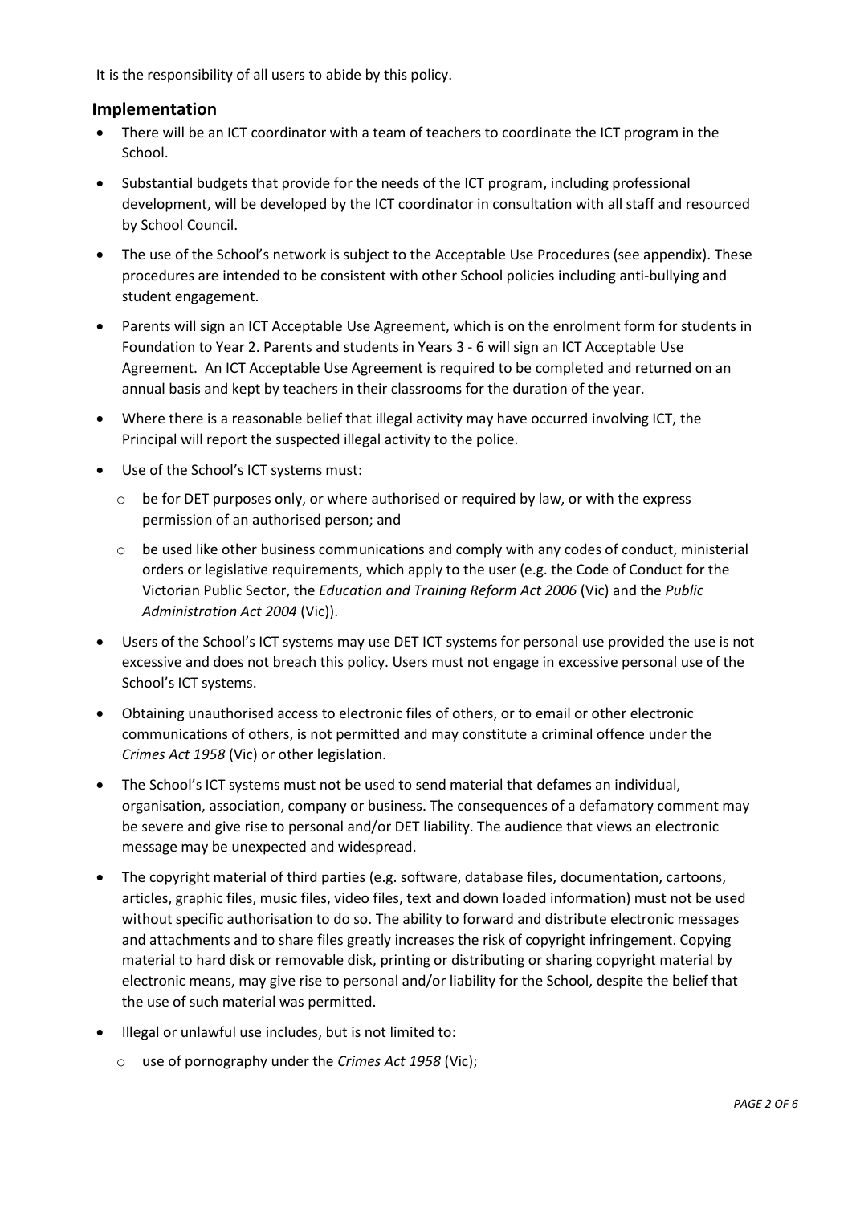It is the responsibility of all users to abide by this policy.

## Implementation

- There will be an ICT coordinator with a team of teachers to coordinate the ICT program in the School.
- Substantial budgets that provide for the needs of the ICT program, including professional development, will be developed by the ICT coordinator in consultation with all staff and resourced by School Council.
- The use of the School's network is subject to the Acceptable Use Procedures (see appendix). These procedures are intended to be consistent with other School policies including anti-bullying and student engagement.
- Parents will sign an ICT Acceptable Use Agreement, which is on the enrolment form for students in Foundation to Year 2. Parents and students in Years 3 - 6 will sign an ICT Acceptable Use Agreement. An ICT Acceptable Use Agreement is required to be completed and returned on an annual basis and kept by teachers in their classrooms for the duration of the year.
- Where there is a reasonable belief that illegal activity may have occurred involving ICT, the Principal will report the suspected illegal activity to the police.
- Use of the School's ICT systems must:
  - be for DET purposes only, or where authorised or required by law, or with the express permission of an authorised person; and
  - be used like other business communications and comply with any codes of conduct, ministerial orders or legislative requirements, which apply to the user (e.g. the Code of Conduct for the Victorian Public Sector, the *Education and Training Reform Act 2006* (Vic) and the *Public Administration Act 2004* (Vic)).
- Users of the School's ICT systems may use DET ICT systems for personal use provided the use is not excessive and does not breach this policy. Users must not engage in excessive personal use of the School's ICT systems.
- Obtaining unauthorised access to electronic files of others, or to email or other electronic communications of others, is not permitted and may constitute a criminal offence under the *Crimes Act 1958* (Vic) or other legislation.
- The School's ICT systems must not be used to send material that defames an individual, organisation, association, company or business. The consequences of a defamatory comment may be severe and give rise to personal and/or DET liability. The audience that views an electronic message may be unexpected and widespread.
- The copyright material of third parties (e.g. software, database files, documentation, cartoons, articles, graphic files, music files, video files, text and down loaded information) must not be used without specific authorisation to do so. The ability to forward and distribute electronic messages and attachments and to share files greatly increases the risk of copyright infringement. Copying material to hard disk or removable disk, printing or distributing or sharing copyright material by electronic means, may give rise to personal and/or liability for the School, despite the belief that the use of such material was permitted.
- Illegal or unlawful use includes, but is not limited to:
  - use of pornography under the *Crimes Act 1958* (Vic);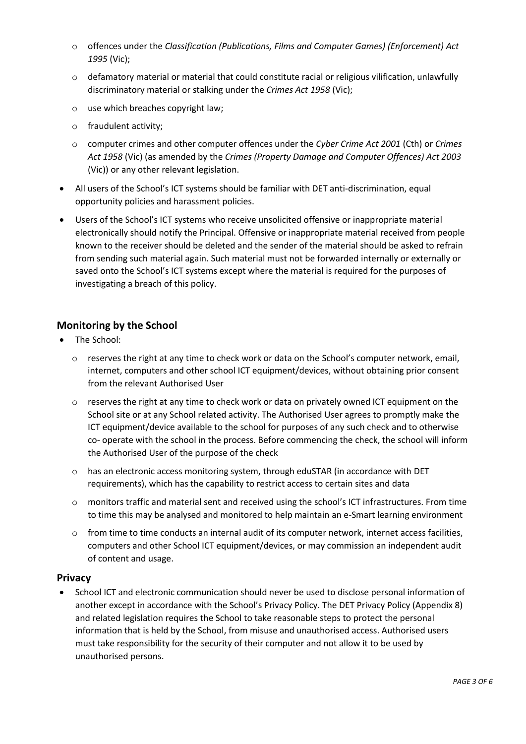- offences under the *Classification (Publications, Films and Computer Games) (Enforcement) Act 1995* (Vic);
  - defamatory material or material that could constitute racial or religious vilification, unlawfully discriminatory material or stalking under the *Crimes Act 1958* (Vic);
  - use which breaches copyright law;
  - fraudulent activity;
  - computer crimes and other computer offences under the *Cyber Crime Act 2001* (Cth) or *Crimes Act 1958* (Vic) (as amended by the *Crimes (Property Damage and Computer Offences) Act 2003* (Vic)) or any other relevant legislation.
- All users of the School's ICT systems should be familiar with DET anti-discrimination, equal opportunity policies and harassment policies.
- Users of the School's ICT systems who receive unsolicited offensive or inappropriate material electronically should notify the Principal. Offensive or inappropriate material received from people known to the receiver should be deleted and the sender of the material should be asked to refrain from sending such material again. Such material must not be forwarded internally or externally or saved onto the School's ICT systems except where the material is required for the purposes of investigating a breach of this policy.

## Monitoring by the School

- The School:
  - reserves the right at any time to check work or data on the School's computer network, email, internet, computers and other school ICT equipment/devices, without obtaining prior consent from the relevant Authorised User
  - reserves the right at any time to check work or data on privately owned ICT equipment on the School site or at any School related activity. The Authorised User agrees to promptly make the ICT equipment/device available to the school for purposes of any such check and to otherwise co- operate with the school in the process. Before commencing the check, the school will inform the Authorised User of the purpose of the check
  - has an electronic access monitoring system, through eduSTAR (in accordance with DET requirements), which has the capability to restrict access to certain sites and data
  - monitors traffic and material sent and received using the school's ICT infrastructures. From time to time this may be analysed and monitored to help maintain an e-Smart learning environment
  - from time to time conducts an internal audit of its computer network, internet access facilities, computers and other School ICT equipment/devices, or may commission an independent audit of content and usage.

## Privacy

- School ICT and electronic communication should never be used to disclose personal information of another except in accordance with the School's Privacy Policy. The DET Privacy Policy (Appendix 8) and related legislation requires the School to take reasonable steps to protect the personal information that is held by the School, from misuse and unauthorised access. Authorised users must take responsibility for the security of their computer and not allow it to be used by unauthorised persons.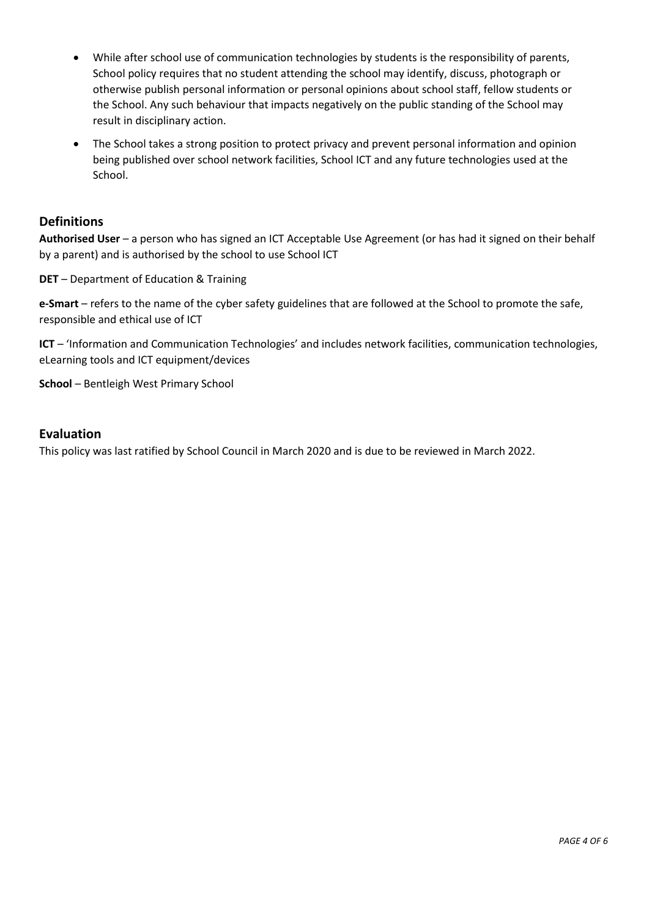- While after school use of communication technologies by students is the responsibility of parents, School policy requires that no student attending the school may identify, discuss, photograph or otherwise publish personal information or personal opinions about school staff, fellow students or the School. Any such behaviour that impacts negatively on the public standing of the School may result in disciplinary action.
- The School takes a strong position to protect privacy and prevent personal information and opinion being published over school network facilities, School ICT and any future technologies used at the School.

## Definitions

**Authorised User** – a person who has signed an ICT Acceptable Use Agreement (or has had it signed on their behalf by a parent) and is authorised by the school to use School ICT

**DET** – Department of Education & Training

**e-Smart** – refers to the name of the cyber safety guidelines that are followed at the School to promote the safe, responsible and ethical use of ICT

**ICT** – 'Information and Communication Technologies' and includes network facilities, communication technologies, eLearning tools and ICT equipment/devices

**School** – Bentleigh West Primary School

## Evaluation

This policy was last ratified by School Council in March 2020 and is due to be reviewed in March 2022.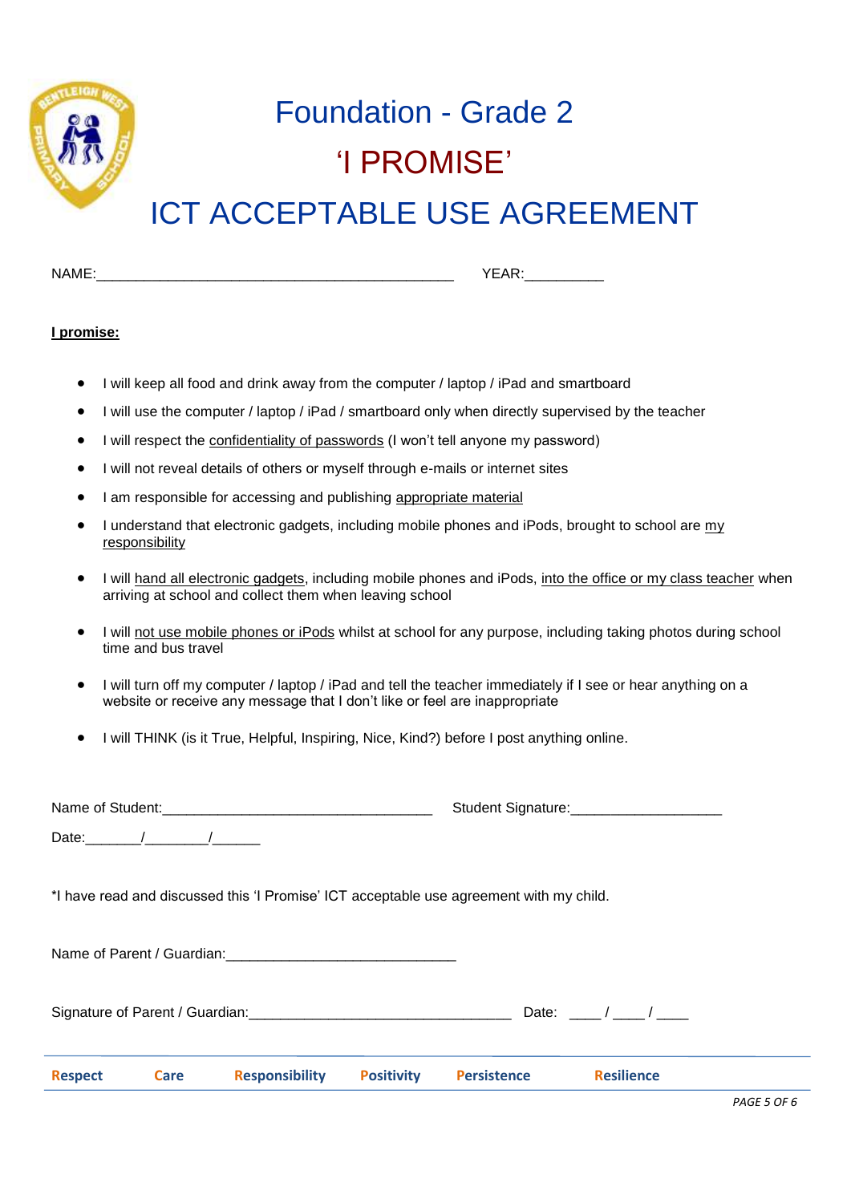# Foundation - Grade 2

## 'I PROMISE'

# ICT ACCEPTABLE USE AGREEMENT

NAME:_____________________________________________ YEAR:__________

**I promise:**

- I will keep all food and drink away from the computer / laptop / iPad and smartboard
- I will use the computer / laptop / iPad / smartboard only when directly supervised by the teacher
- I will respect the confidentiality of passwords (I won't tell anyone my password)
- I will not reveal details of others or myself through e-mails or internet sites
- I am responsible for accessing and publishing appropriate material
- I understand that electronic gadgets, including mobile phones and iPods, brought to school are my responsibility
- I will hand all electronic gadgets, including mobile phones and iPods, into the office or my class teacher when arriving at school and collect them when leaving school
- I will not use mobile phones or iPods whilst at school for any purpose, including taking photos during school time and bus travel
- I will turn off my computer / laptop / iPad and tell the teacher immediately if I see or hear anything on a website or receive any message that I don't like or feel are inappropriate
- I will THINK (is it True, Helpful, Inspiring, Nice, Kind?) before I post anything online.

Name of Student:_________________________________ Student Signature:___________________

Date:_______/________/______

*I have read and discussed this 'I Promise' ICT acceptable use agreement with my child.

Name of Parent / Guardian:_____________________________

Signature of Parent / Guardian:________________________________ Date: ____ / ____ / ____

**Respect** **Care** **Responsibility** **Positivity** **Persistence** **Resilience**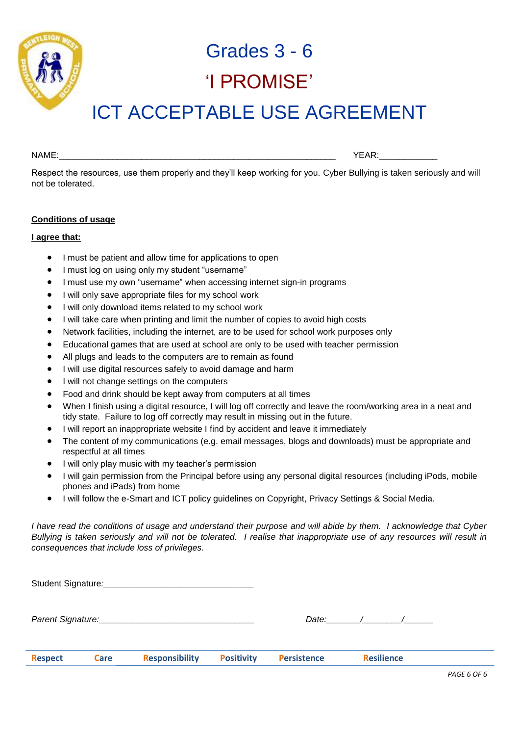# Grades 3 - 6

# 'I PROMISE'

# ICT ACCEPTABLE USE AGREEMENT

NAME:_______________________________________________________ YEAR:___________

Respect the resources, use them properly and they'll keep working for you. Cyber Bullying is taken seriously and will not be tolerated.

**Conditions of usage**

**I agree that:**

- I must be patient and allow time for applications to open
- I must log on using only my student "username"
- I must use my own "username" when accessing internet sign-in programs
- I will only save appropriate files for my school work
- I will only download items related to my school work
- I will take care when printing and limit the number of copies to avoid high costs
- Network facilities, including the internet, are to be used for school work purposes only
- Educational games that are used at school are only to be used with teacher permission
- All plugs and leads to the computers are to remain as found
- I will use digital resources safely to avoid damage and harm
- I will not change settings on the computers
- Food and drink should be kept away from computers at all times
- When I finish using a digital resource, I will log off correctly and leave the room/working area in a neat and tidy state. Failure to log off correctly may result in missing out in the future.
- I will report an inappropriate website I find by accident and leave it immediately
- The content of my communications (e.g. email messages, blogs and downloads) must be appropriate and respectful at all times
- I will only play music with my teacher's permission
- I will gain permission from the Principal before using any personal digital resources (including iPods, mobile phones and iPads) from home
- I will follow the e-Smart and ICT policy guidelines on Copyright, Privacy Settings & Social Media.

*I have read the conditions of usage and understand their purpose and will abide by them. I acknowledge that Cyber Bullying is taken seriously and will not be tolerated. I realise that inappropriate use of any resources will result in consequences that include loss of privileges.*

Student Signature:______________________________

*Parent Signature:*______________________________ *Date:*______/_______/______

**Respect** **Care** **Responsibility** **Positivity** **Persistence** **Resilience**